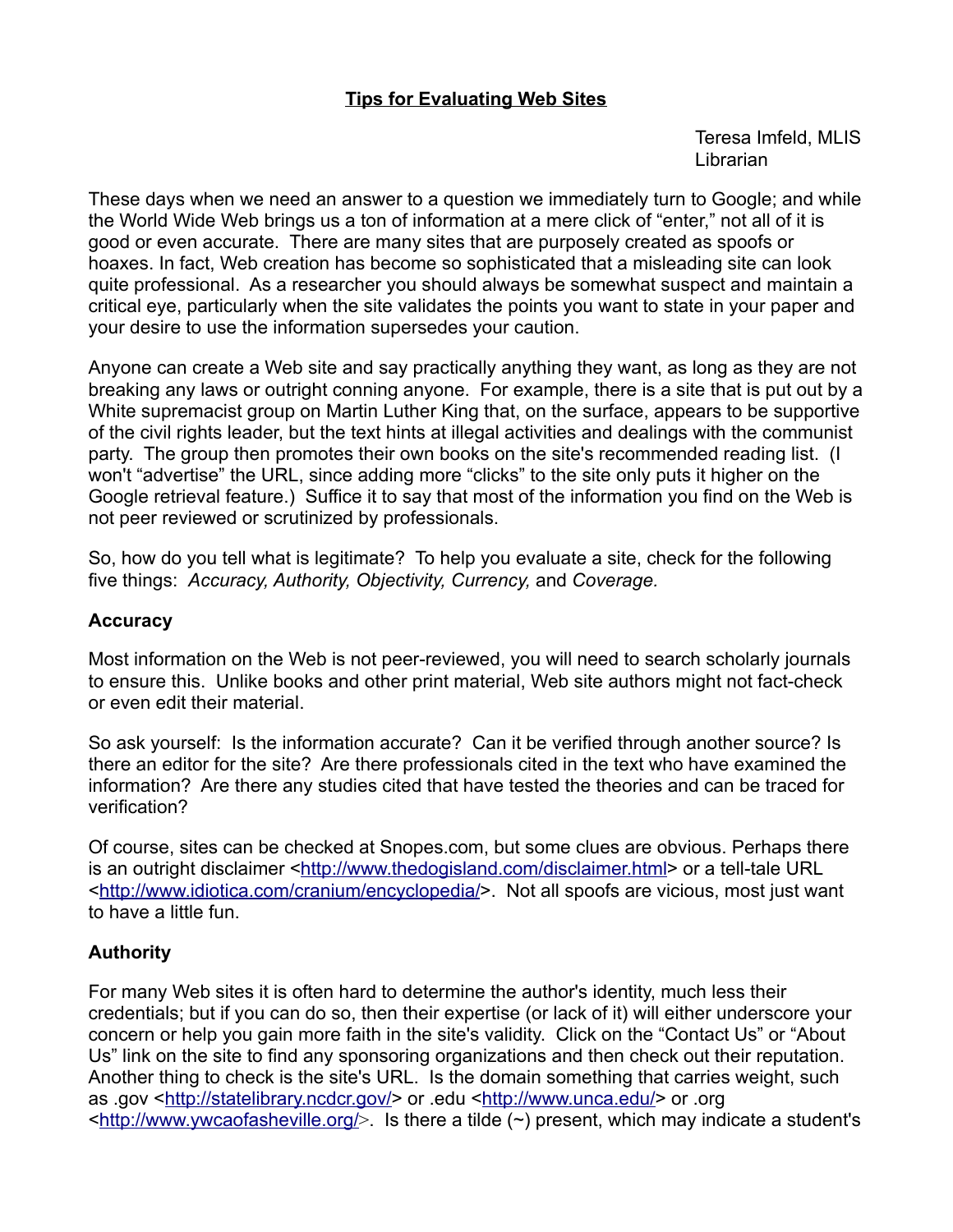# Tips for Evaluating Web Sites

Teresa Imfeld, MLIS
Librarian

These days when we need an answer to a question we immediately turn to Google; and while the World Wide Web brings us a ton of information at a mere click of "enter," not all of it is good or even accurate. There are many sites that are purposely created as spoofs or hoaxes. In fact, Web creation has become so sophisticated that a misleading site can look quite professional. As a researcher you should always be somewhat suspect and maintain a critical eye, particularly when the site validates the points you want to state in your paper and your desire to use the information supersedes your caution.

Anyone can create a Web site and say practically anything they want, as long as they are not breaking any laws or outright conning anyone. For example, there is a site that is put out by a White supremacist group on Martin Luther King that, on the surface, appears to be supportive of the civil rights leader, but the text hints at illegal activities and dealings with the communist party. The group then promotes their own books on the site's recommended reading list. (I won't "advertise" the URL, since adding more "clicks" to the site only puts it higher on the Google retrieval feature.) Suffice it to say that most of the information you find on the Web is not peer reviewed or scrutinized by professionals.

So, how do you tell what is legitimate? To help you evaluate a site, check for the following five things: *Accuracy, Authority, Objectivity, Currency,* and *Coverage.*

### Accuracy

Most information on the Web is not peer-reviewed, you will need to search scholarly journals to ensure this. Unlike books and other print material, Web site authors might not fact-check or even edit their material.

So ask yourself: Is the information accurate? Can it be verified through another source? Is there an editor for the site? Are there professionals cited in the text who have examined the information? Are there any studies cited that have tested the theories and can be traced for verification?

Of course, sites can be checked at Snopes.com, but some clues are obvious. Perhaps there is an outright disclaimer <http://www.thedogisland.com/disclaimer.html> or a tell-tale URL <http://www.idiotica.com/cranium/encyclopedia/>. Not all spoofs are vicious, most just want to have a little fun.

### Authority

For many Web sites it is often hard to determine the author's identity, much less their credentials; but if you can do so, then their expertise (or lack of it) will either underscore your concern or help you gain more faith in the site's validity. Click on the "Contact Us" or "About Us" link on the site to find any sponsoring organizations and then check out their reputation. Another thing to check is the site's URL. Is the domain something that carries weight, such as .gov <http://statelibrary.ncdcr.gov/> or .edu <http://www.unca.edu/> or .org <http://www.ywcaofasheville.org/>. Is there a tilde (~) present, which may indicate a student's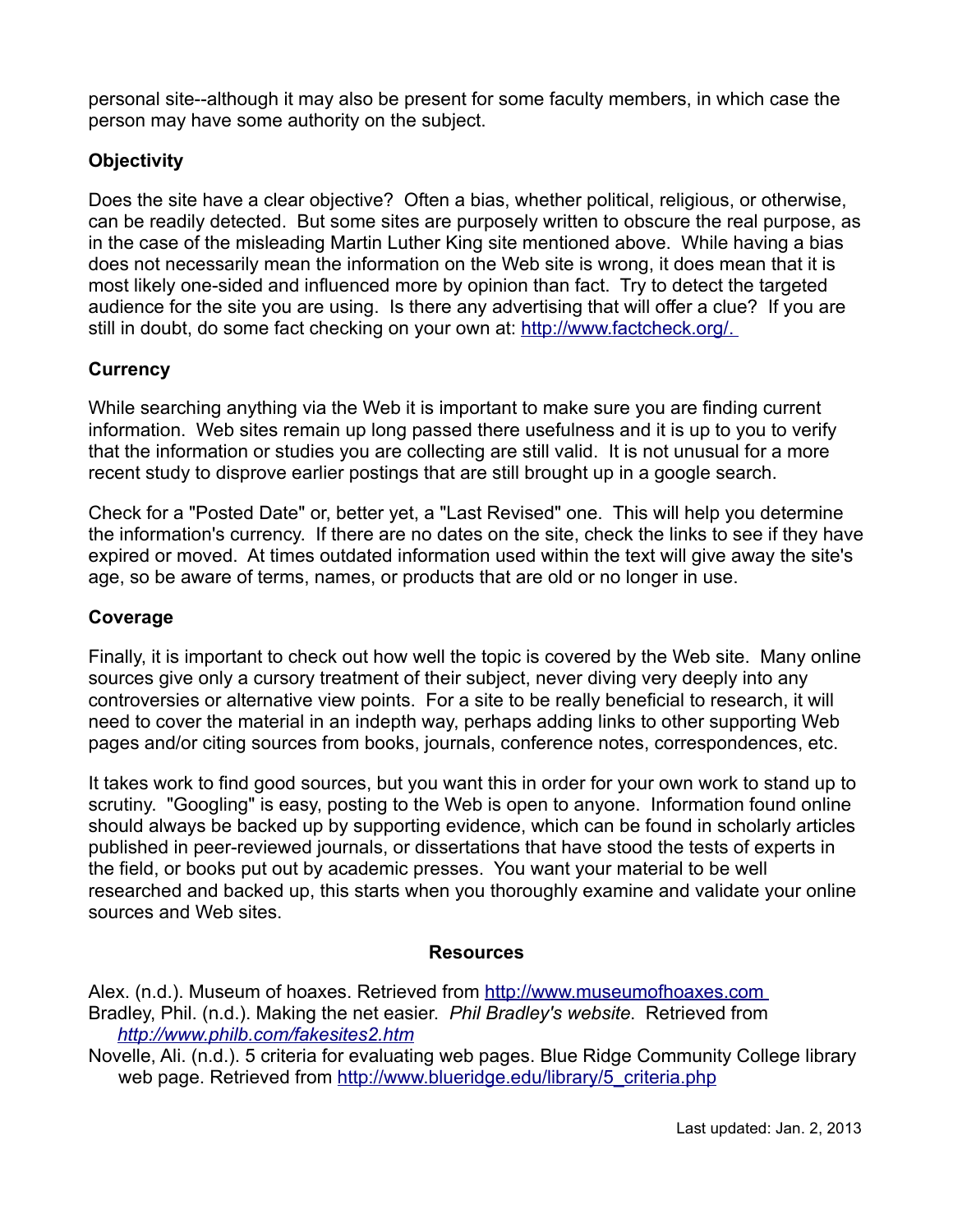personal site--although it may also be present for some faculty members, in which case the person may have some authority on the subject.

### Objectivity

Does the site have a clear objective? Often a bias, whether political, religious, or otherwise, can be readily detected. But some sites are purposely written to obscure the real purpose, as in the case of the misleading Martin Luther King site mentioned above. While having a bias does not necessarily mean the information on the Web site is wrong, it does mean that it is most likely one-sided and influenced more by opinion than fact. Try to detect the targeted audience for the site you are using. Is there any advertising that will offer a clue? If you are still in doubt, do some fact checking on your own at: [http://www.factcheck.org/.](http://www.factcheck.org/)

### Currency

While searching anything via the Web it is important to make sure you are finding current information. Web sites remain up long passed there usefulness and it is up to you to verify that the information or studies you are collecting are still valid. It is not unusual for a more recent study to disprove earlier postings that are still brought up in a google search.

Check for a "Posted Date" or, better yet, a "Last Revised" one. This will help you determine the information's currency. If there are no dates on the site, check the links to see if they have expired or moved. At times outdated information used within the text will give away the site's age, so be aware of terms, names, or products that are old or no longer in use.

### Coverage

Finally, it is important to check out how well the topic is covered by the Web site. Many online sources give only a cursory treatment of their subject, never diving very deeply into any controversies or alternative view points. For a site to be really beneficial to research, it will need to cover the material in an indepth way, perhaps adding links to other supporting Web pages and/or citing sources from books, journals, conference notes, correspondences, etc.

It takes work to find good sources, but you want this in order for your own work to stand up to scrutiny. "Googling" is easy, posting to the Web is open to anyone. Information found online should always be backed up by supporting evidence, which can be found in scholarly articles published in peer-reviewed journals, or dissertations that have stood the tests of experts in the field, or books put out by academic presses. You want your material to be well researched and backed up, this starts when you thoroughly examine and validate your online sources and Web sites.

## Resources

Alex. (n.d.). Museum of hoaxes. Retrieved from [http://www.museumofhoaxes.com](http://www.museumofhoaxes.com)

Bradley, Phil. (n.d.). Making the net easier. *Phil Bradley's website.* Retrieved from *[http://www.philb.com/fakesites2.htm](http://www.philb.com/fakesites2.htm)*

Novelle, Ali. (n.d.). 5 criteria for evaluating web pages. Blue Ridge Community College library web page. Retrieved from [http://www.blueridge.edu/library/5_criteria.php](http://www.blueridge.edu/library/5_criteria.php)

Last updated: Jan. 2, 2013